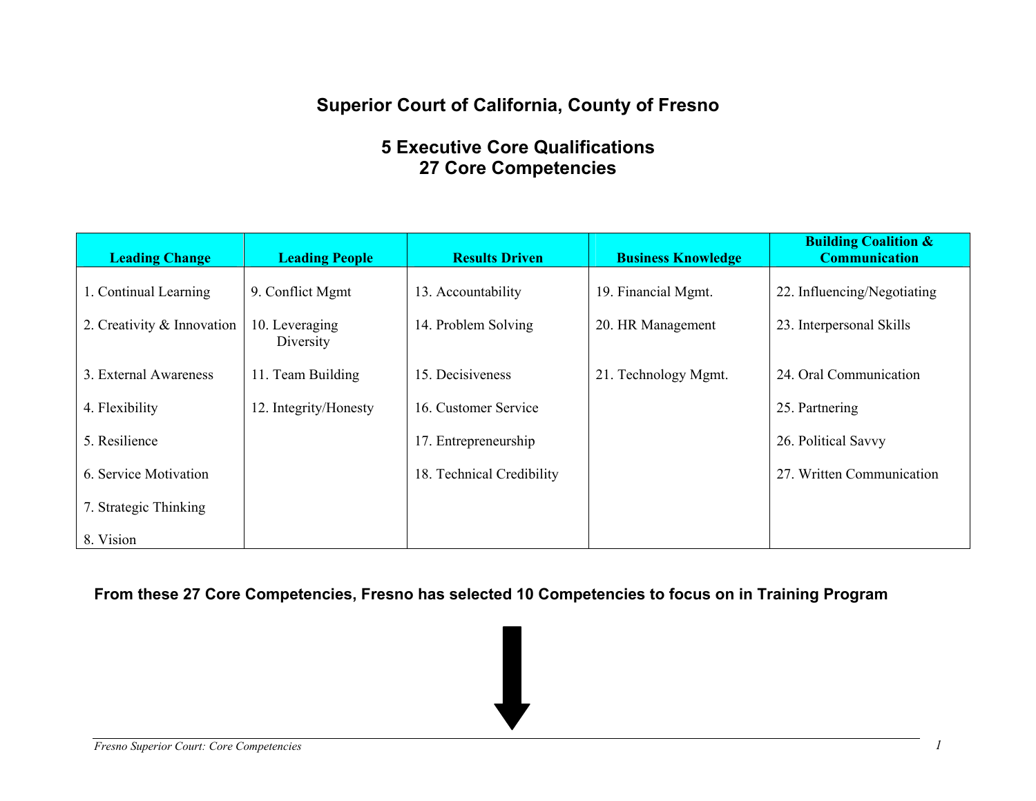# Superior Court of California, County of Fresno

## 5 Executive Core Qualifications
## 27 Core Competencies

| Leading Change | Leading People | Results Driven | Business Knowledge | Building Coalition & Communication |
|---|---|---|---|---|
| 1. Continual Learning | 9. Conflict Mgmt | 13. Accountability | 19. Financial Mgmt. | 22. Influencing/Negotiating |
| 2. Creativity & Innovation | 10. Leveraging Diversity | 14. Problem Solving | 20. HR Management | 23. Interpersonal Skills |
| 3. External Awareness | 11. Team Building | 15. Decisiveness | 21. Technology Mgmt. | 24. Oral Communication |
| 4. Flexibility | 12. Integrity/Honesty | 16. Customer Service | | 25. Partnering |
| 5. Resilience | | 17. Entrepreneurship | | 26. Political Savvy |
| 6. Service Motivation | | 18. Technical Credibility | | 27. Written Communication |
| 7. Strategic Thinking | | | | |
| 8. Vision | | | | |

**From these 27 Core Competencies, Fresno has selected 10 Competencies to focus on in Training Program**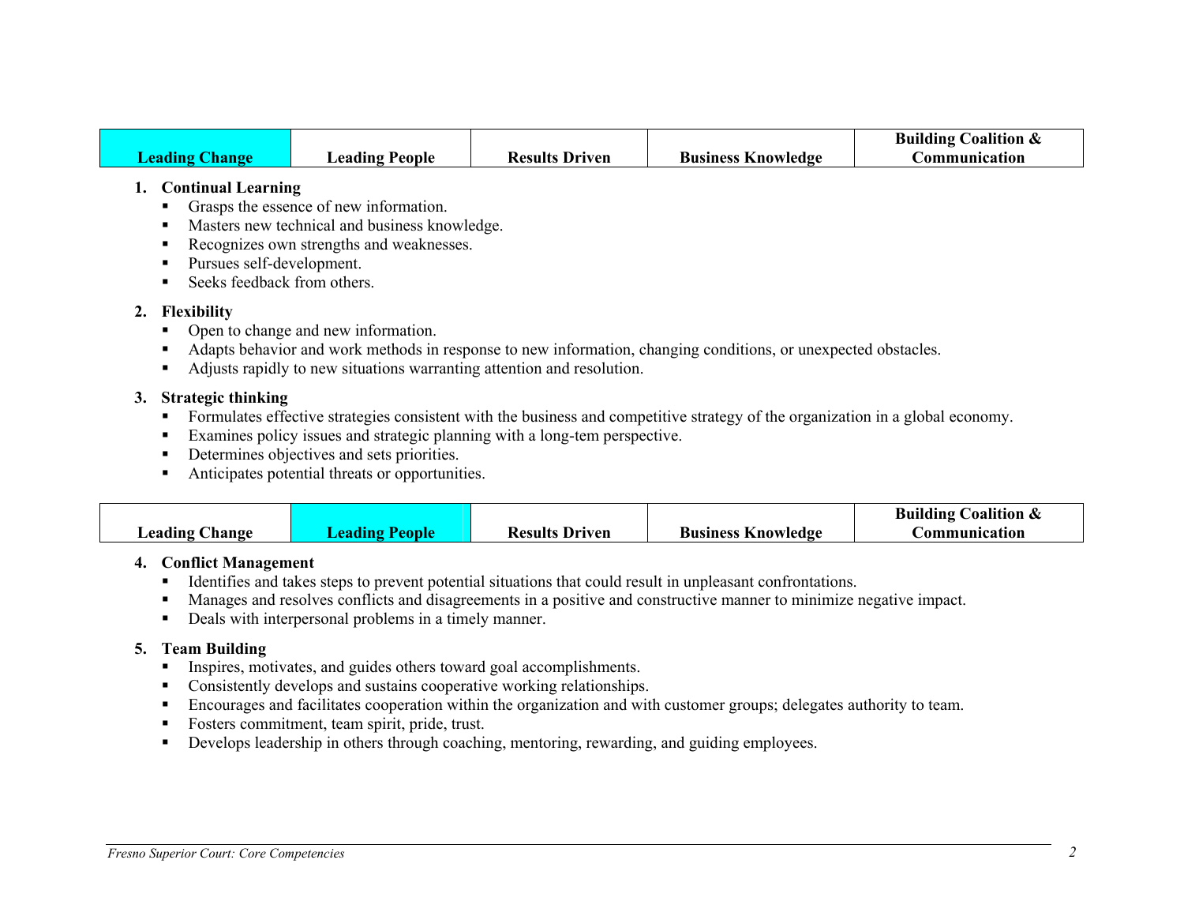| **Leading Change** | **Leading People** | **Results Driven** | **Business Knowledge** | **Building Coalition & Communication** |
|---|---|---|---|---|

1. **Continual Learning**
   - Grasps the essence of new information.
   - Masters new technical and business knowledge.
   - Recognizes own strengths and weaknesses.
   - Pursues self-development.
   - Seeks feedback from others.

2. **Flexibility**
   - Open to change and new information.
   - Adapts behavior and work methods in response to new information, changing conditions, or unexpected obstacles.
   - Adjusts rapidly to new situations warranting attention and resolution.

3. **Strategic thinking**
   - Formulates effective strategies consistent with the business and competitive strategy of the organization in a global economy.
   - Examines policy issues and strategic planning with a long-tem perspective.
   - Determines objectives and sets priorities.
   - Anticipates potential threats or opportunities.

| **Leading Change** | **Leading People** | **Results Driven** | **Business Knowledge** | **Building Coalition & Communication** |
|---|---|---|---|---|

4. **Conflict Management**
   - Identifies and takes steps to prevent potential situations that could result in unpleasant confrontations.
   - Manages and resolves conflicts and disagreements in a positive and constructive manner to minimize negative impact.
   - Deals with interpersonal problems in a timely manner.

5. **Team Building**
   - Inspires, motivates, and guides others toward goal accomplishments.
   - Consistently develops and sustains cooperative working relationships.
   - Encourages and facilitates cooperation within the organization and with customer groups; delegates authority to team.
   - Fosters commitment, team spirit, pride, trust.
   - Develops leadership in others through coaching, mentoring, rewarding, and guiding employees.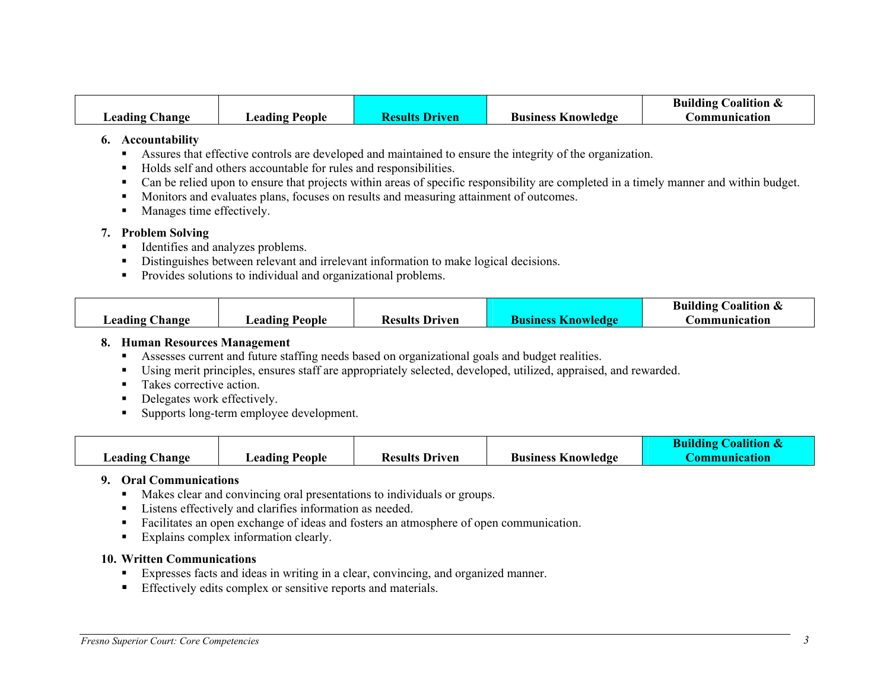| Leading Change | Leading People | Results Driven | Business Knowledge | Building Coalition & Communication |
|---|---|---|---|---|

**6. Accountability**

- Assures that effective controls are developed and maintained to ensure the integrity of the organization.
- Holds self and others accountable for rules and responsibilities.
- Can be relied upon to ensure that projects within areas of specific responsibility are completed in a timely manner and within budget.
- Monitors and evaluates plans, focuses on results and measuring attainment of outcomes.
- Manages time effectively.

**7. Problem Solving**

- Identifies and analyzes problems.
- Distinguishes between relevant and irrelevant information to make logical decisions.
- Provides solutions to individual and organizational problems.

| Leading Change | Leading People | Results Driven | Business Knowledge | Building Coalition & Communication |
|---|---|---|---|---|

**8. Human Resources Management**

- Assesses current and future staffing needs based on organizational goals and budget realities.
- Using merit principles, ensures staff are appropriately selected, developed, utilized, appraised, and rewarded.
- Takes corrective action.
- Delegates work effectively.
- Supports long-term employee development.

| Leading Change | Leading People | Results Driven | Business Knowledge | Building Coalition & Communication |
|---|---|---|---|---|

**9. Oral Communications**

- Makes clear and convincing oral presentations to individuals or groups.
- Listens effectively and clarifies information as needed.
- Facilitates an open exchange of ideas and fosters an atmosphere of open communication.
- Explains complex information clearly.

**10. Written Communications**

- Expresses facts and ideas in writing in a clear, convincing, and organized manner.
- Effectively edits complex or sensitive reports and materials.